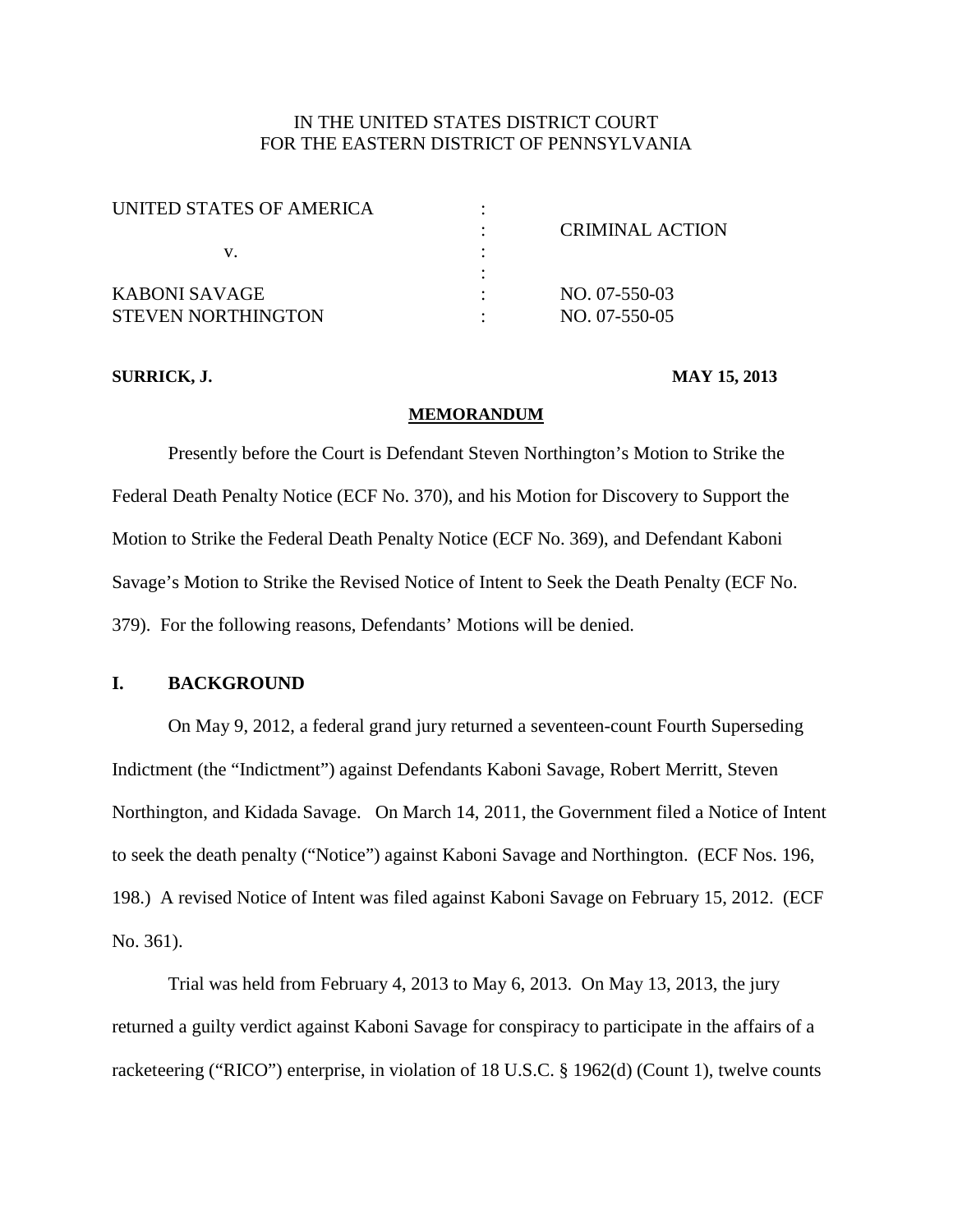IN THE UNITED STATES DISTRICT COURT
FOR THE EASTERN DISTRICT OF PENNSYLVANIA

| | | |
|---|---|---|
| UNITED STATES OF AMERICA | : | |
| | : | CRIMINAL ACTION |
| v. | : | |
| | : | |
| KABONI SAVAGE | : | NO. 07-550-03 |
| STEVEN NORTHINGTON | : | NO. 07-550-05 |

**SURRICK, J.** **MAY 15, 2013**

**MEMORANDUM**

Presently before the Court is Defendant Steven Northington's Motion to Strike the Federal Death Penalty Notice (ECF No. 370), and his Motion for Discovery to Support the Motion to Strike the Federal Death Penalty Notice (ECF No. 369), and Defendant Kaboni Savage's Motion to Strike the Revised Notice of Intent to Seek the Death Penalty (ECF No. 379). For the following reasons, Defendants' Motions will be denied.

## I. BACKGROUND

On May 9, 2012, a federal grand jury returned a seventeen-count Fourth Superseding Indictment (the "Indictment") against Defendants Kaboni Savage, Robert Merritt, Steven Northington, and Kidada Savage. On March 14, 2011, the Government filed a Notice of Intent to seek the death penalty ("Notice") against Kaboni Savage and Northington. (ECF Nos. 196, 198.) A revised Notice of Intent was filed against Kaboni Savage on February 15, 2012. (ECF No. 361).

Trial was held from February 4, 2013 to May 6, 2013. On May 13, 2013, the jury returned a guilty verdict against Kaboni Savage for conspiracy to participate in the affairs of a racketeering ("RICO") enterprise, in violation of 18 U.S.C. § 1962(d) (Count 1), twelve counts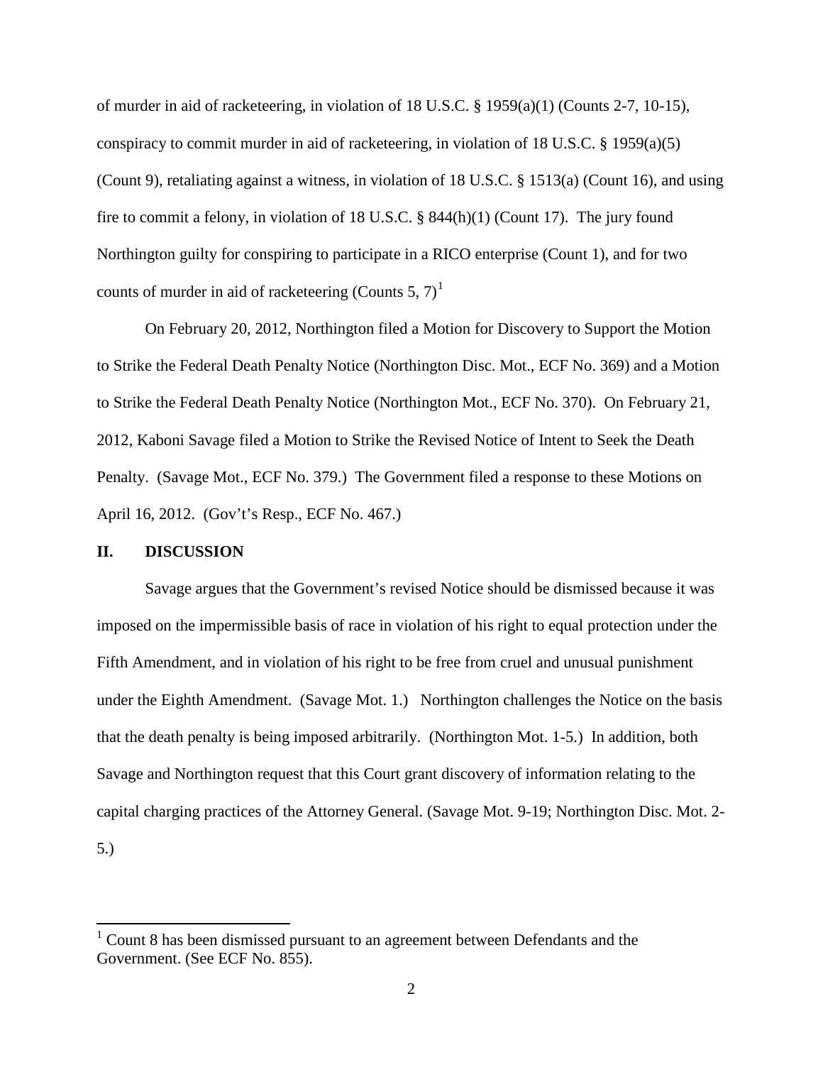of murder in aid of racketeering, in violation of 18 U.S.C. § 1959(a)(1) (Counts 2-7, 10-15), conspiracy to commit murder in aid of racketeering, in violation of 18 U.S.C. § 1959(a)(5) (Count 9), retaliating against a witness, in violation of 18 U.S.C. § 1513(a) (Count 16), and using fire to commit a felony, in violation of 18 U.S.C. § 844(h)(1) (Count 17). The jury found Northington guilty for conspiring to participate in a RICO enterprise (Count 1), and for two counts of murder in aid of racketeering (Counts 5, 7)[1]

On February 20, 2012, Northington filed a Motion for Discovery to Support the Motion to Strike the Federal Death Penalty Notice (Northington Disc. Mot., ECF No. 369) and a Motion to Strike the Federal Death Penalty Notice (Northington Mot., ECF No. 370). On February 21, 2012, Kaboni Savage filed a Motion to Strike the Revised Notice of Intent to Seek the Death Penalty. (Savage Mot., ECF No. 379.) The Government filed a response to these Motions on April 16, 2012. (Gov't's Resp., ECF No. 467.)

## II. DISCUSSION

Savage argues that the Government's revised Notice should be dismissed because it was imposed on the impermissible basis of race in violation of his right to equal protection under the Fifth Amendment, and in violation of his right to be free from cruel and unusual punishment under the Eighth Amendment. (Savage Mot. 1.) Northington challenges the Notice on the basis that the death penalty is being imposed arbitrarily. (Northington Mot. 1-5.) In addition, both Savage and Northington request that this Court grant discovery of information relating to the capital charging practices of the Attorney General. (Savage Mot. 9-19; Northington Disc. Mot. 2-5.)

---

[1] Count 8 has been dismissed pursuant to an agreement between Defendants and the Government. (See ECF No. 855).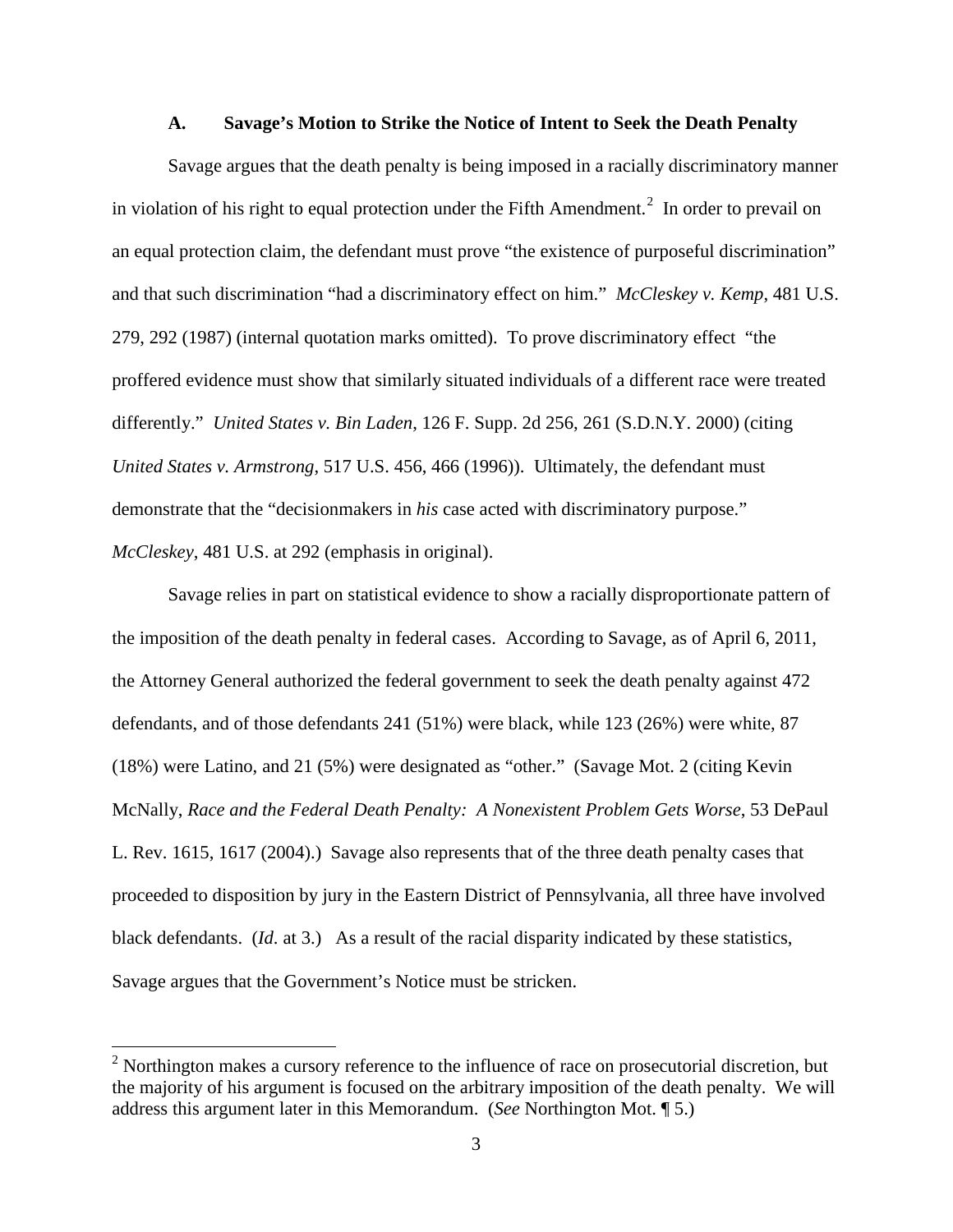### A. Savage's Motion to Strike the Notice of Intent to Seek the Death Penalty

Savage argues that the death penalty is being imposed in a racially discriminatory manner in violation of his right to equal protection under the Fifth Amendment.[2] In order to prevail on an equal protection claim, the defendant must prove "the existence of purposeful discrimination" and that such discrimination "had a discriminatory effect on him." *McCleskey v. Kemp*, 481 U.S. 279, 292 (1987) (internal quotation marks omitted). To prove discriminatory effect "the proffered evidence must show that similarly situated individuals of a different race were treated differently." *United States v. Bin Laden*, 126 F. Supp. 2d 256, 261 (S.D.N.Y. 2000) (citing *United States v. Armstrong*, 517 U.S. 456, 466 (1996)). Ultimately, the defendant must demonstrate that the "decisionmakers in *his* case acted with discriminatory purpose." *McCleskey*, 481 U.S. at 292 (emphasis in original).

Savage relies in part on statistical evidence to show a racially disproportionate pattern of the imposition of the death penalty in federal cases. According to Savage, as of April 6, 2011, the Attorney General authorized the federal government to seek the death penalty against 472 defendants, and of those defendants 241 (51%) were black, while 123 (26%) were white, 87 (18%) were Latino, and 21 (5%) were designated as "other." (Savage Mot. 2 (citing Kevin McNally, *Race and the Federal Death Penalty: A Nonexistent Problem Gets Worse*, 53 DePaul L. Rev. 1615, 1617 (2004).) Savage also represents that of the three death penalty cases that proceeded to disposition by jury in the Eastern District of Pennsylvania, all three have involved black defendants. (*Id*. at 3.) As a result of the racial disparity indicated by these statistics, Savage argues that the Government's Notice must be stricken.

---

[2] Northington makes a cursory reference to the influence of race on prosecutorial discretion, but the majority of his argument is focused on the arbitrary imposition of the death penalty. We will address this argument later in this Memorandum. (*See* Northington Mot. ¶ 5.)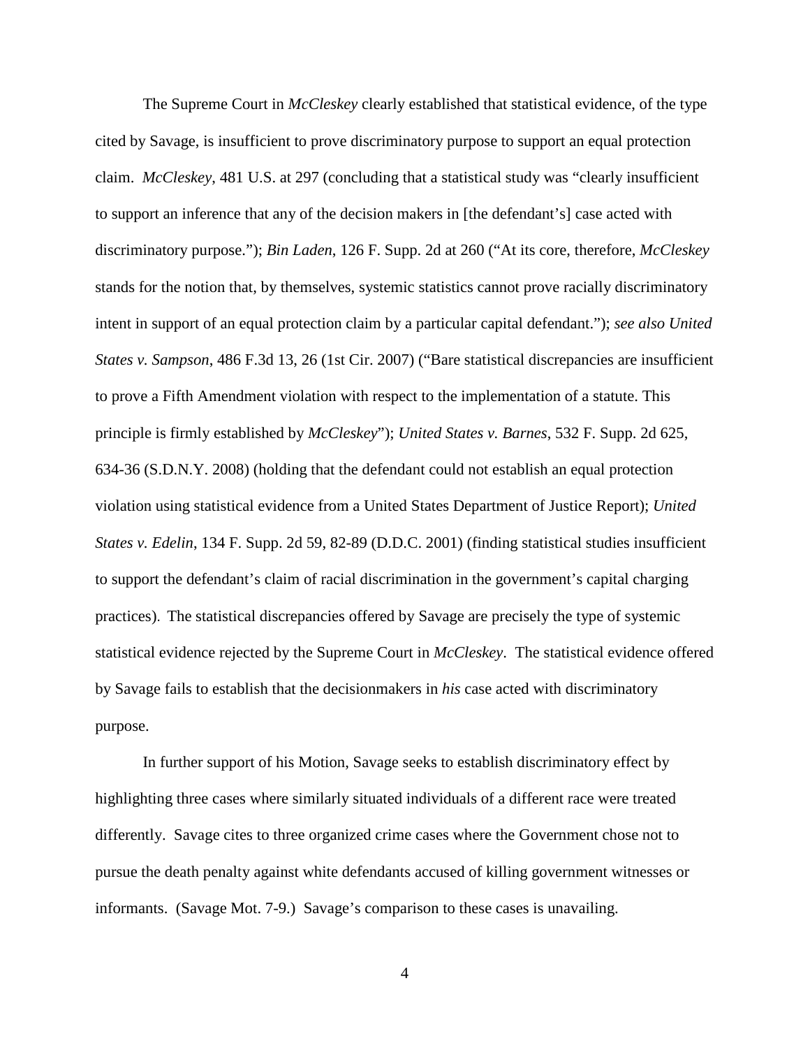The Supreme Court in *McCleskey* clearly established that statistical evidence, of the type cited by Savage, is insufficient to prove discriminatory purpose to support an equal protection claim. *McCleskey*, 481 U.S. at 297 (concluding that a statistical study was "clearly insufficient to support an inference that any of the decision makers in [the defendant's] case acted with discriminatory purpose."); *Bin Laden*, 126 F. Supp. 2d at 260 ("At its core, therefore, *McCleskey* stands for the notion that, by themselves, systemic statistics cannot prove racially discriminatory intent in support of an equal protection claim by a particular capital defendant."); *see also United States v. Sampson*, 486 F.3d 13, 26 (1st Cir. 2007) ("Bare statistical discrepancies are insufficient to prove a Fifth Amendment violation with respect to the implementation of a statute. This principle is firmly established by *McCleskey*"); *United States v. Barnes*, 532 F. Supp. 2d 625, 634-36 (S.D.N.Y. 2008) (holding that the defendant could not establish an equal protection violation using statistical evidence from a United States Department of Justice Report); *United States v. Edelin*, 134 F. Supp. 2d 59, 82-89 (D.D.C. 2001) (finding statistical studies insufficient to support the defendant's claim of racial discrimination in the government's capital charging practices). The statistical discrepancies offered by Savage are precisely the type of systemic statistical evidence rejected by the Supreme Court in *McCleskey*. The statistical evidence offered by Savage fails to establish that the decisionmakers in *his* case acted with discriminatory purpose.

In further support of his Motion, Savage seeks to establish discriminatory effect by highlighting three cases where similarly situated individuals of a different race were treated differently. Savage cites to three organized crime cases where the Government chose not to pursue the death penalty against white defendants accused of killing government witnesses or informants. (Savage Mot. 7-9.) Savage's comparison to these cases is unavailing.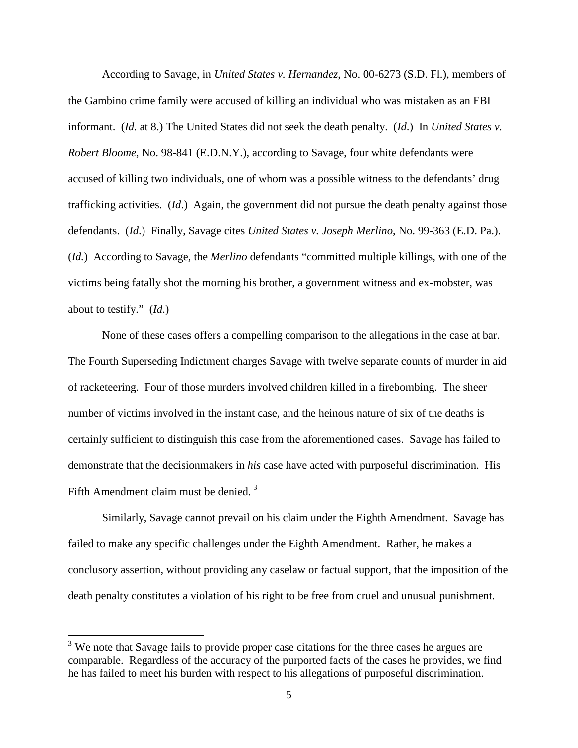According to Savage, in *United States v. Hernandez*, No. 00-6273 (S.D. Fl.), members of the Gambino crime family were accused of killing an individual who was mistaken as an FBI informant. (*Id.* at 8.) The United States did not seek the death penalty. (*Id*.) In *United States v. Robert Bloome*, No. 98-841 (E.D.N.Y.), according to Savage, four white defendants were accused of killing two individuals, one of whom was a possible witness to the defendants' drug trafficking activities. (*Id*.) Again, the government did not pursue the death penalty against those defendants. (*Id*.) Finally, Savage cites *United States v. Joseph Merlino*, No. 99-363 (E.D. Pa.). (*Id.*) According to Savage, the *Merlino* defendants "committed multiple killings, with one of the victims being fatally shot the morning his brother, a government witness and ex-mobster, was about to testify." (*Id*.)

None of these cases offers a compelling comparison to the allegations in the case at bar. The Fourth Superseding Indictment charges Savage with twelve separate counts of murder in aid of racketeering. Four of those murders involved children killed in a firebombing. The sheer number of victims involved in the instant case, and the heinous nature of six of the deaths is certainly sufficient to distinguish this case from the aforementioned cases. Savage has failed to demonstrate that the decisionmakers in *his* case have acted with purposeful discrimination. His Fifth Amendment claim must be denied. [3]

Similarly, Savage cannot prevail on his claim under the Eighth Amendment. Savage has failed to make any specific challenges under the Eighth Amendment. Rather, he makes a conclusory assertion, without providing any caselaw or factual support, that the imposition of the death penalty constitutes a violation of his right to be free from cruel and unusual punishment.

---

[3] We note that Savage fails to provide proper case citations for the three cases he argues are comparable. Regardless of the accuracy of the purported facts of the cases he provides, we find he has failed to meet his burden with respect to his allegations of purposeful discrimination.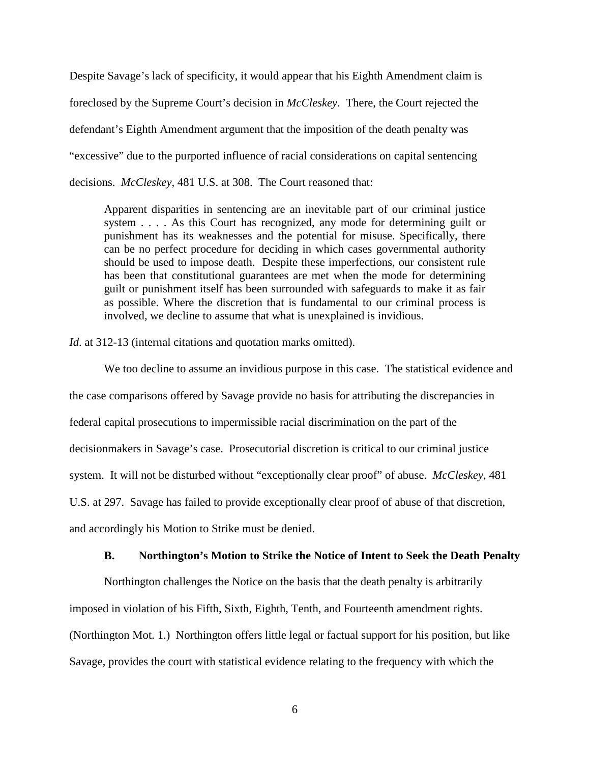Despite Savage's lack of specificity, it would appear that his Eighth Amendment claim is foreclosed by the Supreme Court's decision in *McCleskey*. There, the Court rejected the defendant's Eighth Amendment argument that the imposition of the death penalty was "excessive" due to the purported influence of racial considerations on capital sentencing decisions. *McCleskey*, 481 U.S. at 308. The Court reasoned that:

> Apparent disparities in sentencing are an inevitable part of our criminal justice system . . . . As this Court has recognized, any mode for determining guilt or punishment has its weaknesses and the potential for misuse. Specifically, there can be no perfect procedure for deciding in which cases governmental authority should be used to impose death. Despite these imperfections, our consistent rule has been that constitutional guarantees are met when the mode for determining guilt or punishment itself has been surrounded with safeguards to make it as fair as possible. Where the discretion that is fundamental to our criminal process is involved, we decline to assume that what is unexplained is invidious.

*Id*. at 312-13 (internal citations and quotation marks omitted).

We too decline to assume an invidious purpose in this case. The statistical evidence and the case comparisons offered by Savage provide no basis for attributing the discrepancies in federal capital prosecutions to impermissible racial discrimination on the part of the decisionmakers in Savage's case. Prosecutorial discretion is critical to our criminal justice system. It will not be disturbed without "exceptionally clear proof" of abuse. *McCleskey*, 481 U.S. at 297. Savage has failed to provide exceptionally clear proof of abuse of that discretion, and accordingly his Motion to Strike must be denied.

### B. Northington's Motion to Strike the Notice of Intent to Seek the Death Penalty

Northington challenges the Notice on the basis that the death penalty is arbitrarily imposed in violation of his Fifth, Sixth, Eighth, Tenth, and Fourteenth amendment rights. (Northington Mot. 1.) Northington offers little legal or factual support for his position, but like Savage, provides the court with statistical evidence relating to the frequency with which the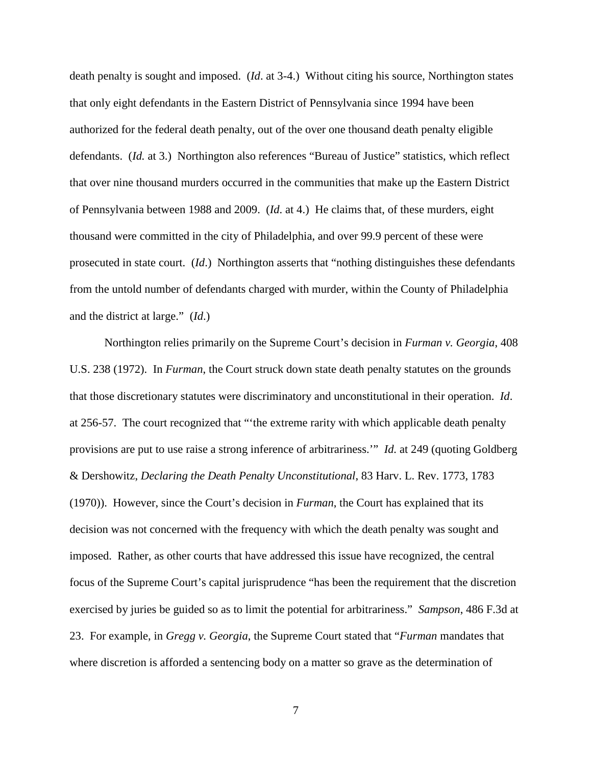death penalty is sought and imposed. (*Id*. at 3-4.) Without citing his source, Northington states that only eight defendants in the Eastern District of Pennsylvania since 1994 have been authorized for the federal death penalty, out of the over one thousand death penalty eligible defendants. (*Id.* at 3.) Northington also references "Bureau of Justice" statistics, which reflect that over nine thousand murders occurred in the communities that make up the Eastern District of Pennsylvania between 1988 and 2009. (*Id*. at 4.) He claims that, of these murders, eight thousand were committed in the city of Philadelphia, and over 99.9 percent of these were prosecuted in state court. (*Id*.) Northington asserts that "nothing distinguishes these defendants from the untold number of defendants charged with murder, within the County of Philadelphia and the district at large." (*Id*.)

Northington relies primarily on the Supreme Court's decision in *Furman v. Georgia*, 408 U.S. 238 (1972). In *Furman*, the Court struck down state death penalty statutes on the grounds that those discretionary statutes were discriminatory and unconstitutional in their operation. *Id*. at 256-57. The court recognized that "'the extreme rarity with which applicable death penalty provisions are put to use raise a strong inference of arbitrariness.'" *Id.* at 249 (quoting Goldberg & Dershowitz, *Declaring the Death Penalty Unconstitutional*, 83 Harv. L. Rev. 1773, 1783 (1970)). However, since the Court's decision in *Furman*, the Court has explained that its decision was not concerned with the frequency with which the death penalty was sought and imposed. Rather, as other courts that have addressed this issue have recognized, the central focus of the Supreme Court's capital jurisprudence "has been the requirement that the discretion exercised by juries be guided so as to limit the potential for arbitrariness." *Sampson*, 486 F.3d at 23. For example, in *Gregg v. Georgia*, the Supreme Court stated that "*Furman* mandates that where discretion is afforded a sentencing body on a matter so grave as the determination of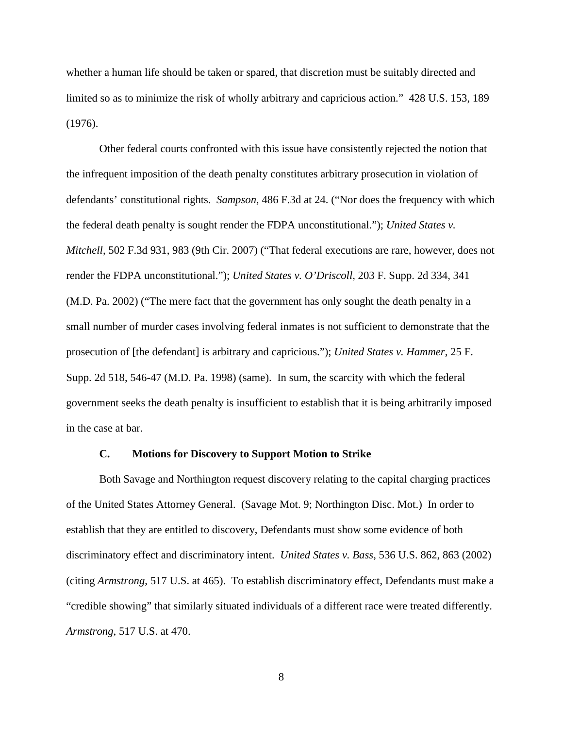whether a human life should be taken or spared, that discretion must be suitably directed and limited so as to minimize the risk of wholly arbitrary and capricious action." 428 U.S. 153, 189 (1976).

Other federal courts confronted with this issue have consistently rejected the notion that the infrequent imposition of the death penalty constitutes arbitrary prosecution in violation of defendants' constitutional rights. *Sampson*, 486 F.3d at 24. ("Nor does the frequency with which the federal death penalty is sought render the FDPA unconstitutional."); *United States v. Mitchell*, 502 F.3d 931, 983 (9th Cir. 2007) ("That federal executions are rare, however, does not render the FDPA unconstitutional."); *United States v. O'Driscoll*, 203 F. Supp. 2d 334, 341 (M.D. Pa. 2002) ("The mere fact that the government has only sought the death penalty in a small number of murder cases involving federal inmates is not sufficient to demonstrate that the prosecution of [the defendant] is arbitrary and capricious."); *United States v. Hammer*, 25 F. Supp. 2d 518, 546-47 (M.D. Pa. 1998) (same). In sum, the scarcity with which the federal government seeks the death penalty is insufficient to establish that it is being arbitrarily imposed in the case at bar.

### C. Motions for Discovery to Support Motion to Strike

Both Savage and Northington request discovery relating to the capital charging practices of the United States Attorney General. (Savage Mot. 9; Northington Disc. Mot.) In order to establish that they are entitled to discovery, Defendants must show some evidence of both discriminatory effect and discriminatory intent. *United States v. Bass*, 536 U.S. 862, 863 (2002) (citing *Armstrong*, 517 U.S. at 465). To establish discriminatory effect, Defendants must make a "credible showing" that similarly situated individuals of a different race were treated differently. *Armstrong*, 517 U.S. at 470.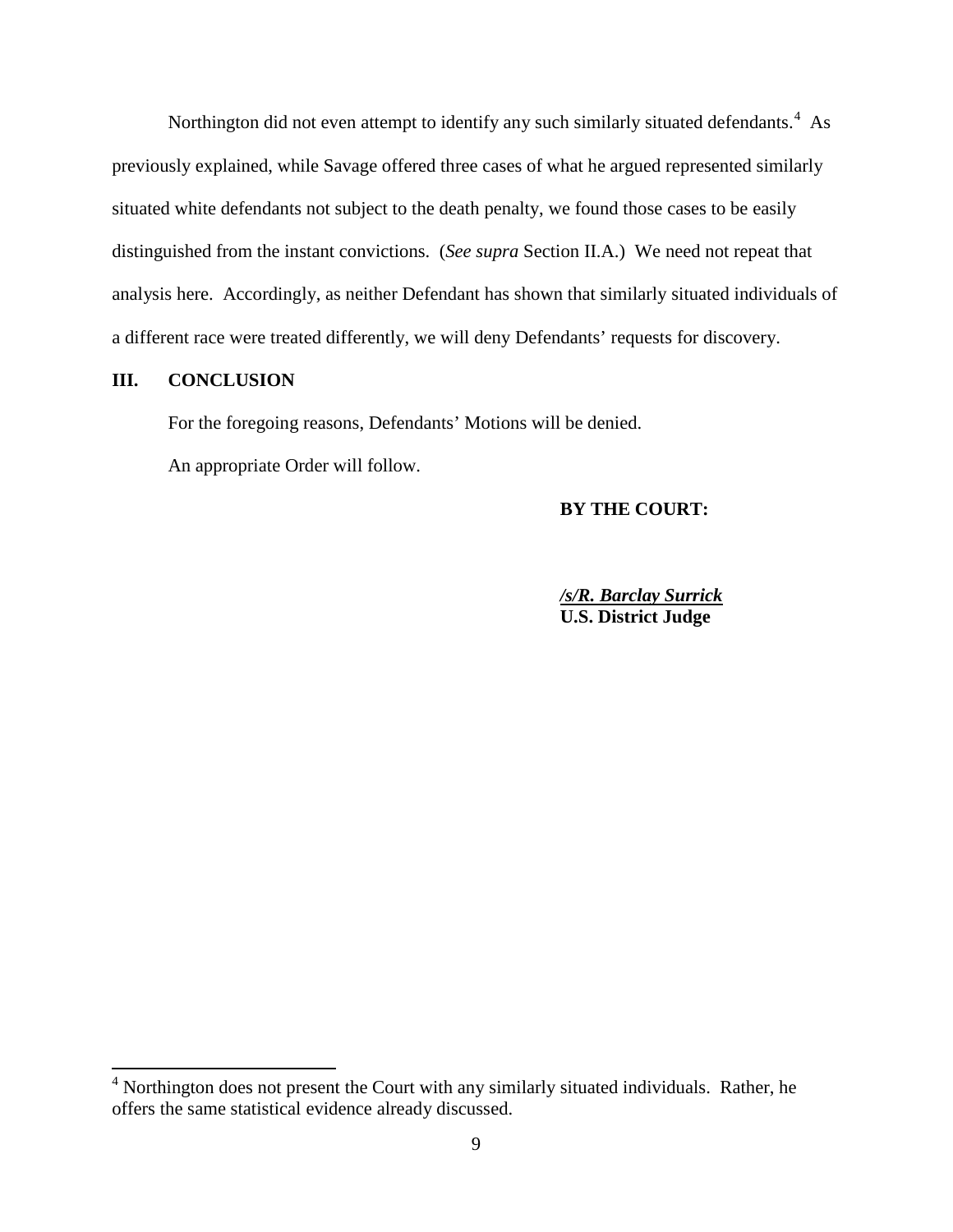Northington did not even attempt to identify any such similarly situated defendants.[4] As previously explained, while Savage offered three cases of what he argued represented similarly situated white defendants not subject to the death penalty, we found those cases to be easily distinguished from the instant convictions. (*See supra* Section II.A.) We need not repeat that analysis here. Accordingly, as neither Defendant has shown that similarly situated individuals of a different race were treated differently, we will deny Defendants' requests for discovery.

## III. CONCLUSION

For the foregoing reasons, Defendants' Motions will be denied.

An appropriate Order will follow.

**BY THE COURT:**

***/s/R. Barclay Surrick***
**U.S. District Judge**

---

[4] Northington does not present the Court with any similarly situated individuals. Rather, he offers the same statistical evidence already discussed.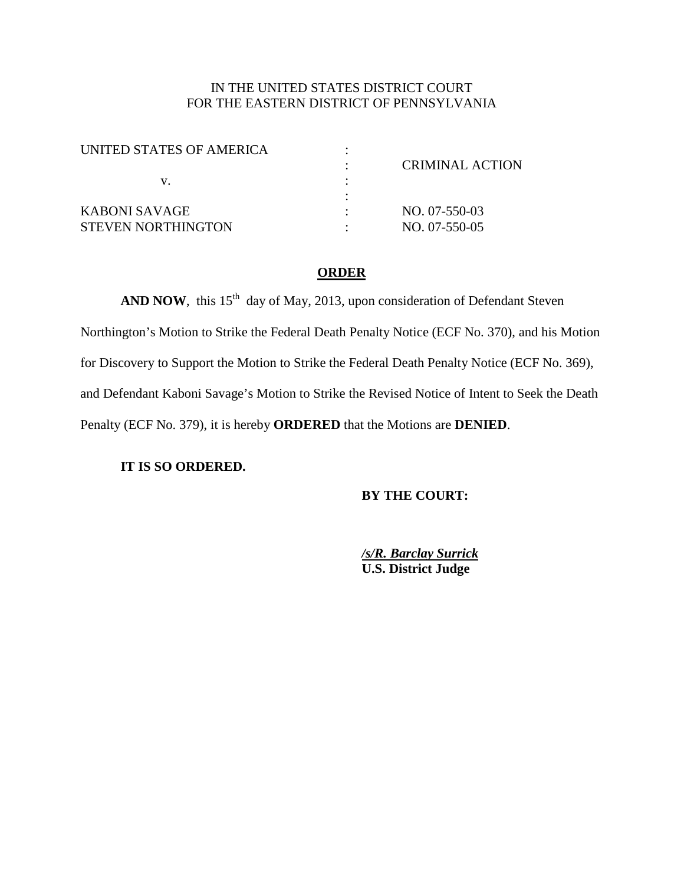IN THE UNITED STATES DISTRICT COURT
FOR THE EASTERN DISTRICT OF PENNSYLVANIA

| | | |
|---|---|---|
| UNITED STATES OF AMERICA | : | |
| | : | CRIMINAL ACTION |
| v. | : | |
| | : | |
| KABONI SAVAGE | : | NO. 07-550-03 |
| STEVEN NORTHINGTON | : | NO. 07-550-05 |

## ORDER

**AND NOW**, this 15th day of May, 2013, upon consideration of Defendant Steven Northington's Motion to Strike the Federal Death Penalty Notice (ECF No. 370), and his Motion for Discovery to Support the Motion to Strike the Federal Death Penalty Notice (ECF No. 369), and Defendant Kaboni Savage's Motion to Strike the Revised Notice of Intent to Seek the Death Penalty (ECF No. 379), it is hereby **ORDERED** that the Motions are **DENIED**.

**IT IS SO ORDERED.**

**BY THE COURT:**

***/s/R. Barclay Surrick***
**U.S. District Judge**